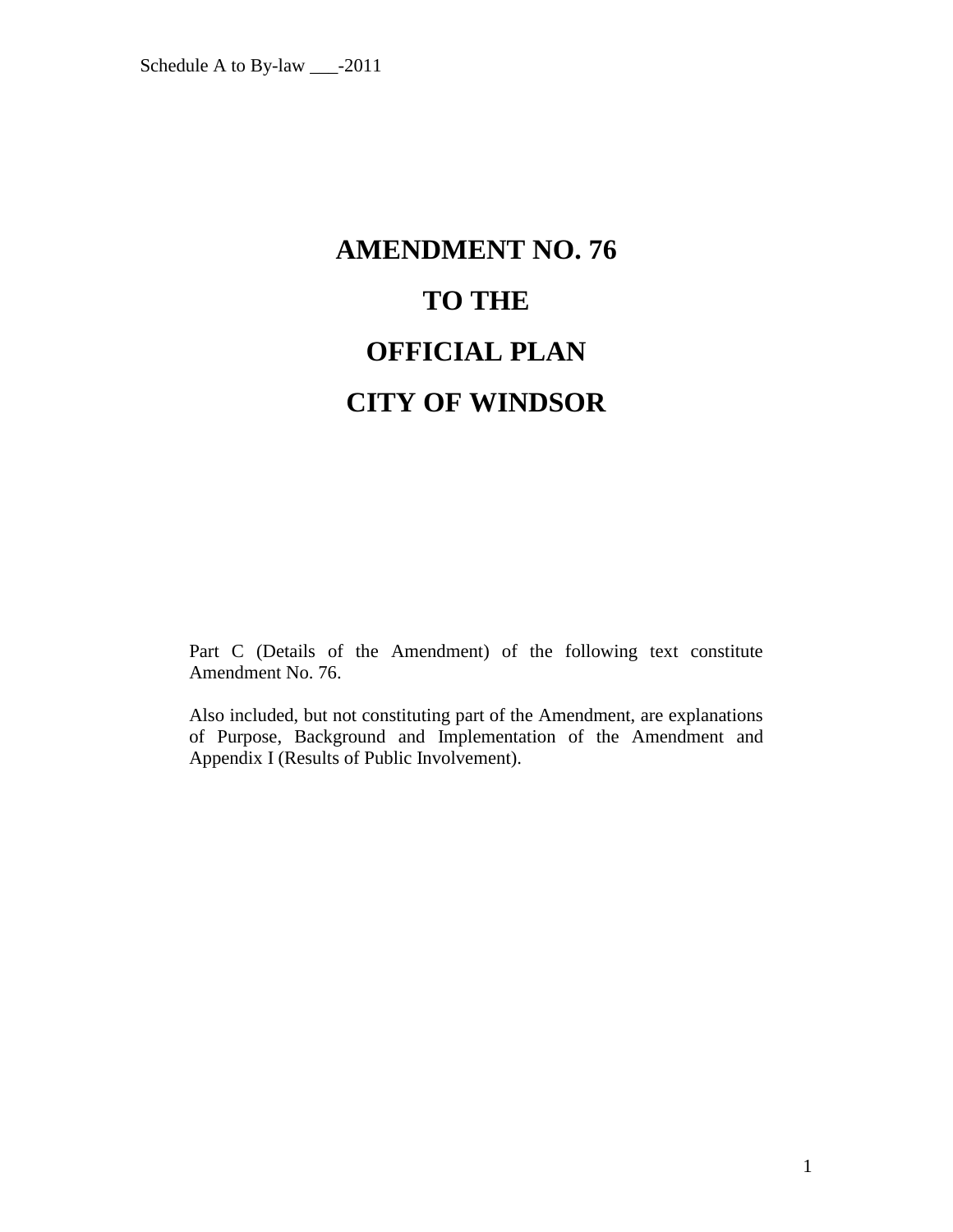Schedule A to By-law ___-2011

# AMENDMENT NO. 76

# TO THE

# OFFICIAL PLAN

# CITY OF WINDSOR

Part C (Details of the Amendment) of the following text constitute Amendment No. 76.

Also included, but not constituting part of the Amendment, are explanations of Purpose, Background and Implementation of the Amendment and Appendix I (Results of Public Involvement).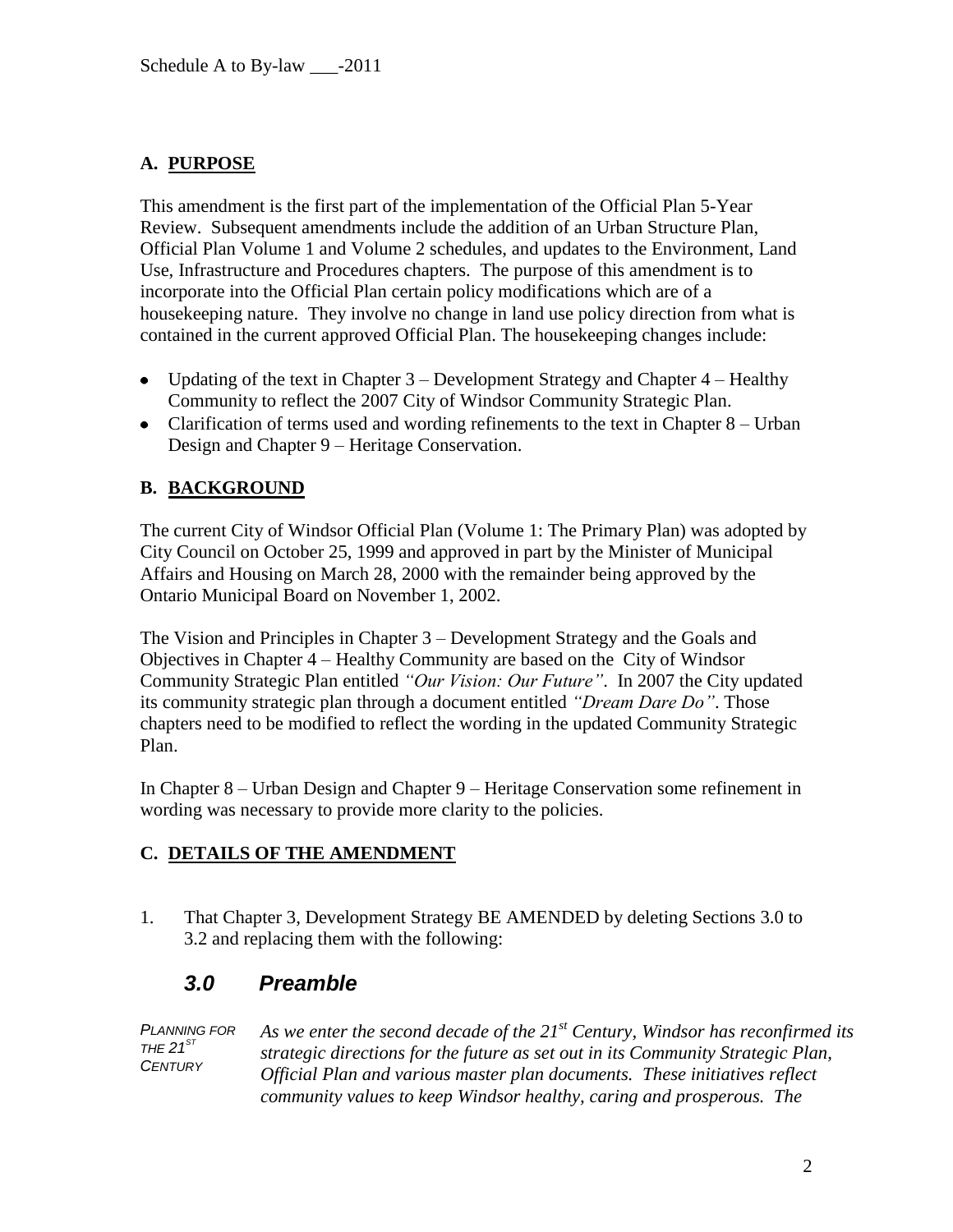Schedule A to By-law ___-2011

## A. PURPOSE

This amendment is the first part of the implementation of the Official Plan 5-Year Review. Subsequent amendments include the addition of an Urban Structure Plan, Official Plan Volume 1 and Volume 2 schedules, and updates to the Environment, Land Use, Infrastructure and Procedures chapters. The purpose of this amendment is to incorporate into the Official Plan certain policy modifications which are of a housekeeping nature. They involve no change in land use policy direction from what is contained in the current approved Official Plan. The housekeeping changes include:

- Updating of the text in Chapter 3 – Development Strategy and Chapter 4 – Healthy Community to reflect the 2007 City of Windsor Community Strategic Plan.
- Clarification of terms used and wording refinements to the text in Chapter 8 – Urban Design and Chapter 9 – Heritage Conservation.

## B. BACKGROUND

The current City of Windsor Official Plan (Volume 1: The Primary Plan) was adopted by City Council on October 25, 1999 and approved in part by the Minister of Municipal Affairs and Housing on March 28, 2000 with the remainder being approved by the Ontario Municipal Board on November 1, 2002.

The Vision and Principles in Chapter 3 – Development Strategy and the Goals and Objectives in Chapter 4 – Healthy Community are based on the City of Windsor Community Strategic Plan entitled *"Our Vision: Our Future"*. In 2007 the City updated its community strategic plan through a document entitled *"Dream Dare Do"*. Those chapters need to be modified to reflect the wording in the updated Community Strategic Plan.

In Chapter 8 – Urban Design and Chapter 9 – Heritage Conservation some refinement in wording was necessary to provide more clarity to the policies.

## C. DETAILS OF THE AMENDMENT

1. That Chapter 3, Development Strategy BE AMENDED by deleting Sections 3.0 to 3.2 and replacing them with the following:

### *3.0 Preamble*

*PLANNING FOR THE 21ST CENTURY*

*As we enter the second decade of the 21st Century, Windsor has reconfirmed its strategic directions for the future as set out in its Community Strategic Plan, Official Plan and various master plan documents. These initiatives reflect community values to keep Windsor healthy, caring and prosperous. The*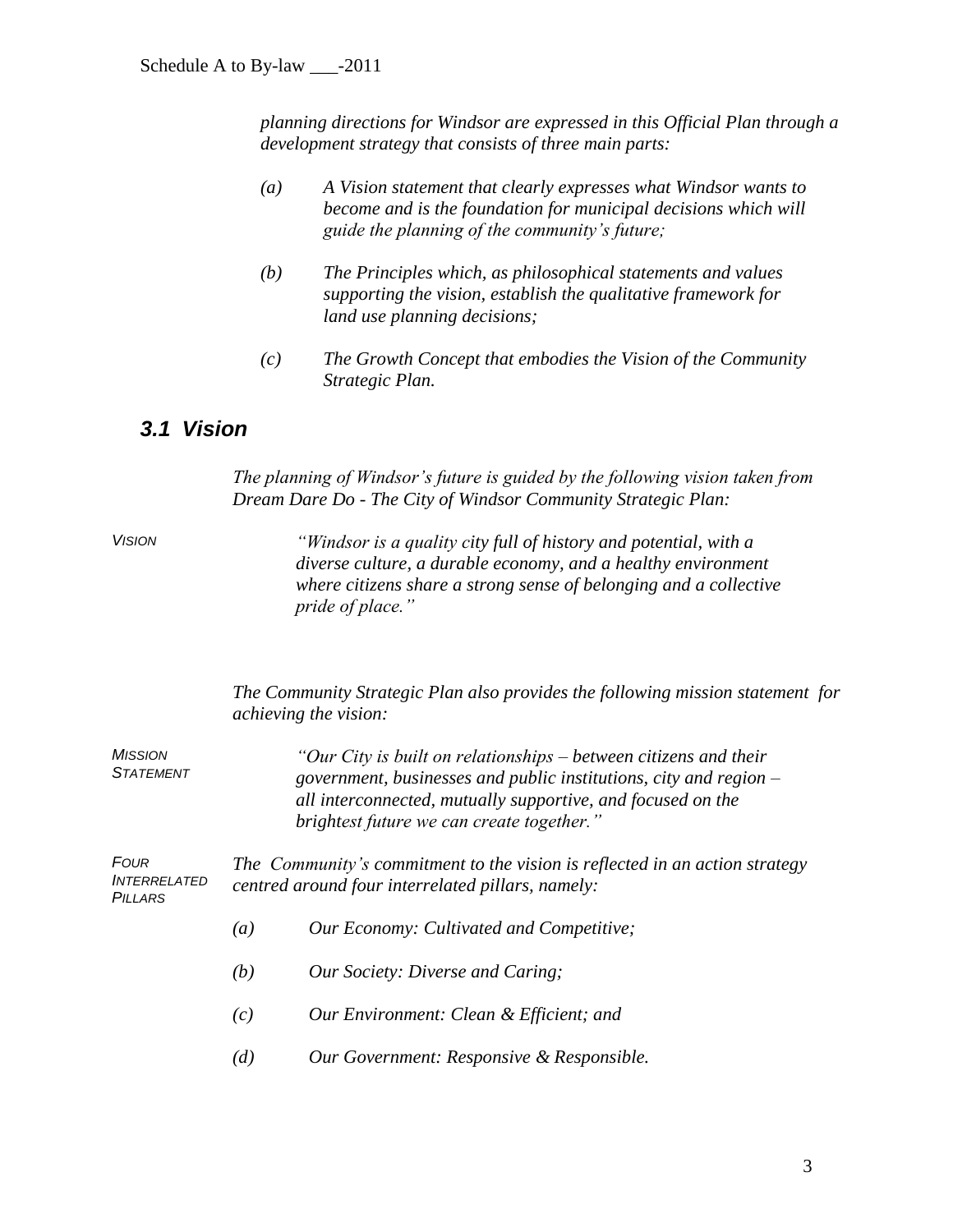*planning directions for Windsor are expressed in this Official Plan through a development strategy that consists of three main parts:*

*(a) A Vision statement that clearly expresses what Windsor wants to become and is the foundation for municipal decisions which will guide the planning of the community's future;*

*(b) The Principles which, as philosophical statements and values supporting the vision, establish the qualitative framework for land use planning decisions;*

*(c) The Growth Concept that embodies the Vision of the Community Strategic Plan.*

## *3.1 Vision*

*The planning of Windsor's future is guided by the following vision taken from Dream Dare Do - The City of Windsor Community Strategic Plan:*

*VISION*

*"Windsor is a quality city full of history and potential, with a diverse culture, a durable economy, and a healthy environment where citizens share a strong sense of belonging and a collective pride of place."*

*The Community Strategic Plan also provides the following mission statement for achieving the vision:*

*MISSION STATEMENT*

*"Our City is built on relationships – between citizens and their government, businesses and public institutions, city and region – all interconnected, mutually supportive, and focused on the brightest future we can create together."*

*FOUR INTERRELATED PILLARS*

*The Community's commitment to the vision is reflected in an action strategy centred around four interrelated pillars, namely:*

*(a) Our Economy: Cultivated and Competitive;*

*(b) Our Society: Diverse and Caring;*

*(c) Our Environment: Clean & Efficient; and*

*(d) Our Government: Responsive & Responsible.*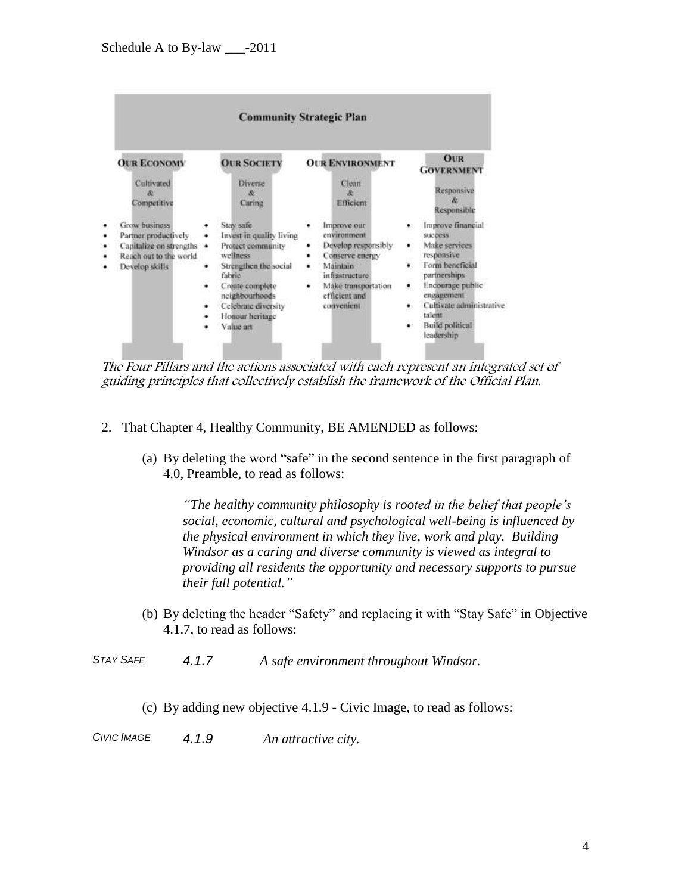Schedule A to By-law ___-2011

**Community Strategic Plan**

| OUR ECONOMY | OUR SOCIETY | OUR ENVIRONMENT | OUR GOVERNMENT |
|---|---|---|---|
| Cultivated & Competitive | Diverse & Caring | Clean & Efficient | Responsive & Responsible |
| • Grow business<br>• Partner productively<br>• Capitalize on strengths<br>• Reach out to the world<br>• Develop skills | • Stay safe<br>• Invest in quality living<br>• Protect community wellness<br>• Strengthen the social fabric<br>• Create complete neighbourhoods<br>• Celebrate diversity<br>• Honour heritage<br>• Value art | • Improve our environment<br>• Develop responsibly<br>• Conserve energy<br>• Maintain infrastructure<br>• Make transportation efficient and convenient | • Improve financial success<br>• Make services responsive<br>• Form beneficial partnerships<br>• Encourage public engagement<br>• Cultivate administrative talent<br>• Build political leadership |

*The Four Pillars and the actions associated with each represent an integrated set of guiding principles that collectively establish the framework of the Official Plan.*

2. That Chapter 4, Healthy Community, BE AMENDED as follows:

   (a) By deleting the word "safe" in the second sentence in the first paragraph of 4.0, Preamble, to read as follows:

   > *"The healthy community philosophy is rooted in the belief that people's social, economic, cultural and psychological well-being is influenced by the physical environment in which they live, work and play. Building Windsor as a caring and diverse community is viewed as integral to providing all residents the opportunity and necessary supports to pursue their full potential."*

   (b) By deleting the header "Safety" and replacing it with "Stay Safe" in Objective 4.1.7, to read as follows:

*STAY SAFE* &nbsp;&nbsp; *4.1.7* &nbsp;&nbsp; *A safe environment throughout Windsor.*

   (c) By adding new objective 4.1.9 - Civic Image, to read as follows:

*CIVIC IMAGE* &nbsp;&nbsp; *4.1.9* &nbsp;&nbsp; *An attractive city.*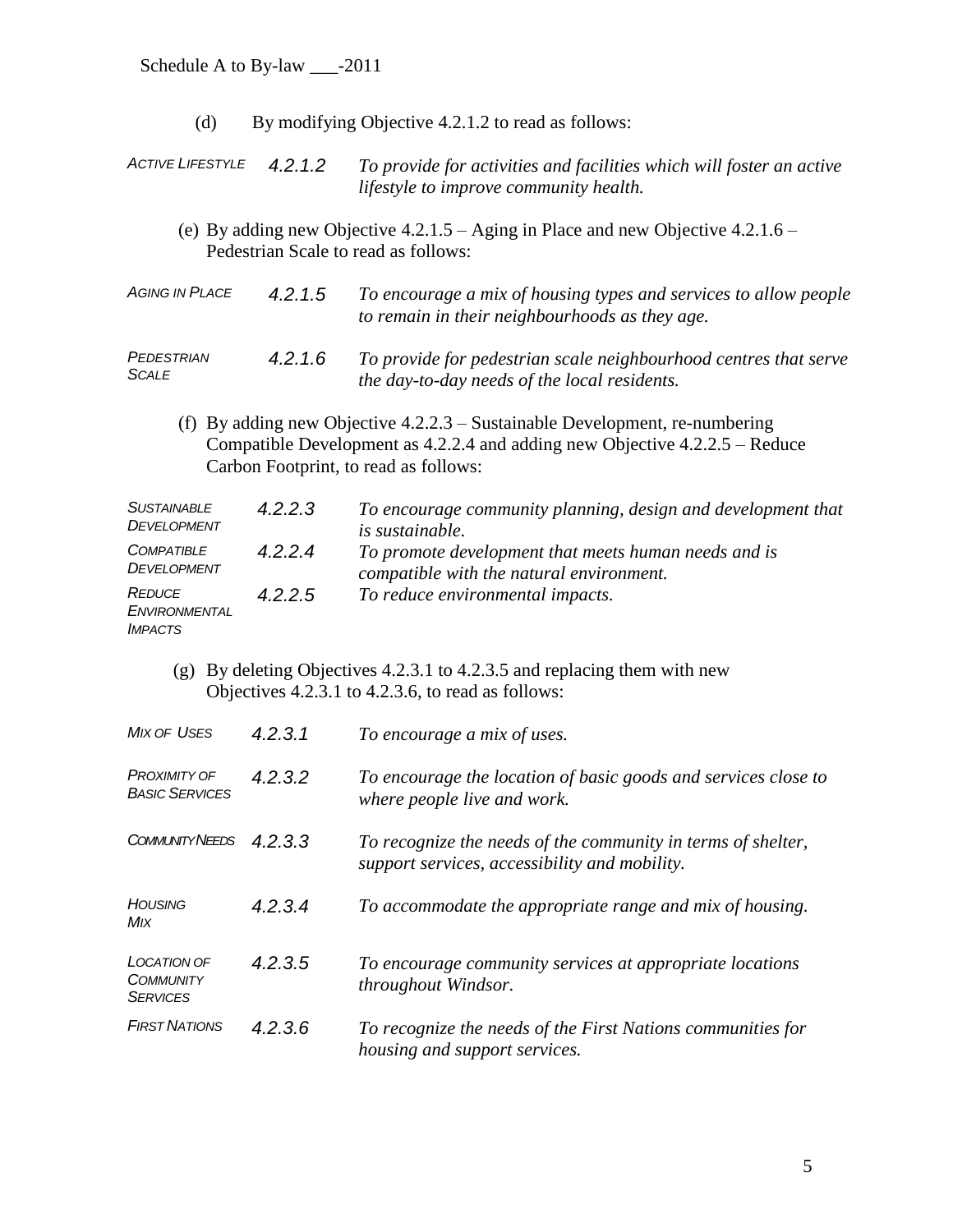(d) By modifying Objective 4.2.1.2 to read as follows:

| | | |
|---|---|---|
| *ACTIVE LIFESTYLE* | *4.2.1.2* | *To provide for activities and facilities which will foster an active lifestyle to improve community health.* |

(e) By adding new Objective 4.2.1.5 – Aging in Place and new Objective 4.2.1.6 – Pedestrian Scale to read as follows:

| | | |
|---|---|---|
| *AGING IN PLACE* | *4.2.1.5* | *To encourage a mix of housing types and services to allow people to remain in their neighbourhoods as they age.* |
| *PEDESTRIAN SCALE* | *4.2.1.6* | *To provide for pedestrian scale neighbourhood centres that serve the day-to-day needs of the local residents.* |

(f) By adding new Objective 4.2.2.3 – Sustainable Development, re-numbering Compatible Development as 4.2.2.4 and adding new Objective 4.2.2.5 – Reduce Carbon Footprint, to read as follows:

| | | |
|---|---|---|
| *SUSTAINABLE DEVELOPMENT* | *4.2.2.3* | *To encourage community planning, design and development that is sustainable.* |
| *COMPATIBLE DEVELOPMENT* | *4.2.2.4* | *To promote development that meets human needs and is compatible with the natural environment.* |
| *REDUCE ENVIRONMENTAL IMPACTS* | *4.2.2.5* | *To reduce environmental impacts.* |

(g) By deleting Objectives 4.2.3.1 to 4.2.3.5 and replacing them with new Objectives 4.2.3.1 to 4.2.3.6, to read as follows:

| | | |
|---|---|---|
| *MIX OF USES* | *4.2.3.1* | *To encourage a mix of uses.* |
| *PROXIMITY OF BASIC SERVICES* | *4.2.3.2* | *To encourage the location of basic goods and services close to where people live and work.* |
| *COMMUNITY NEEDS* | *4.2.3.3* | *To recognize the needs of the community in terms of shelter, support services, accessibility and mobility.* |
| *HOUSING MIX* | *4.2.3.4* | *To accommodate the appropriate range and mix of housing.* |
| *LOCATION OF COMMUNITY SERVICES* | *4.2.3.5* | *To encourage community services at appropriate locations throughout Windsor.* |
| *FIRST NATIONS* | *4.2.3.6* | *To recognize the needs of the First Nations communities for housing and support services.* |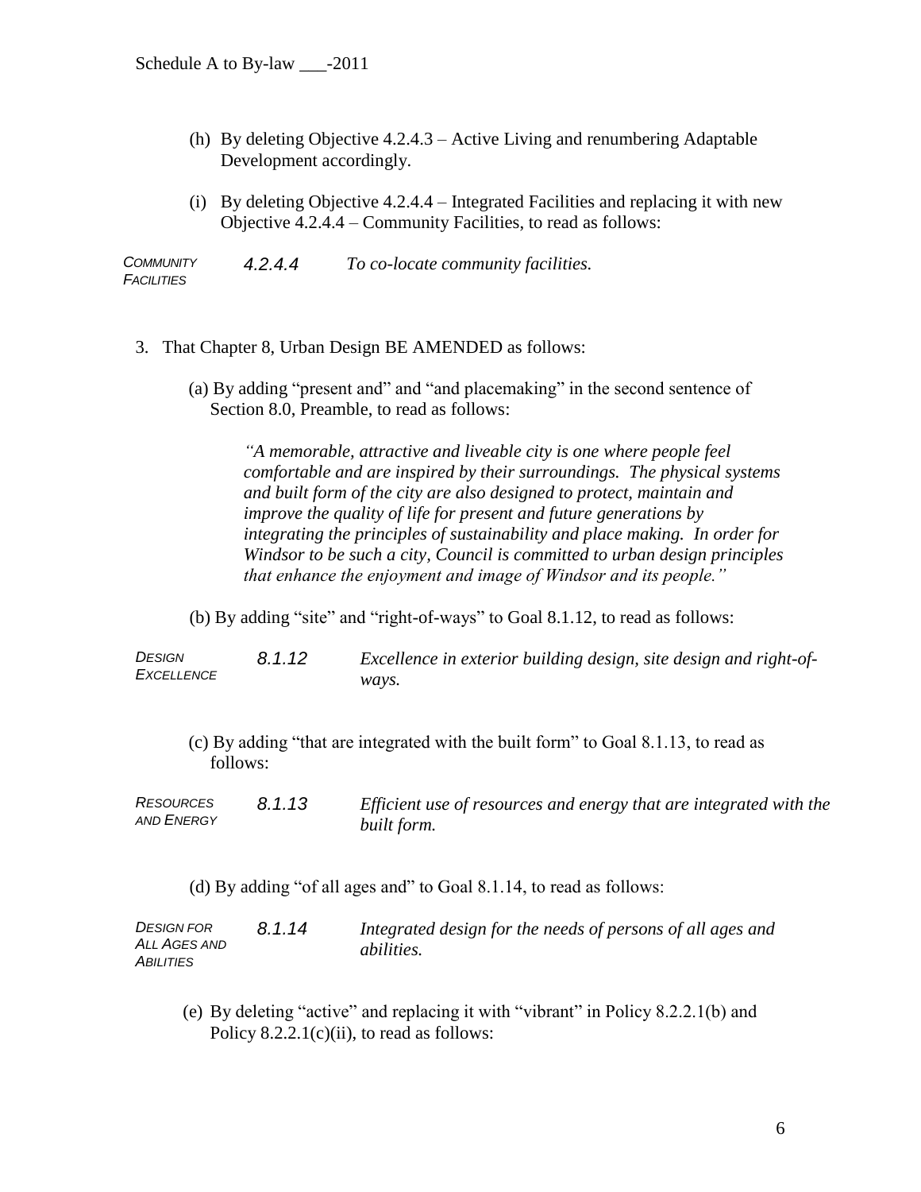(h) By deleting Objective 4.2.4.3 – Active Living and renumbering Adaptable Development accordingly.

(i) By deleting Objective 4.2.4.4 – Integrated Facilities and replacing it with new Objective 4.2.4.4 – Community Facilities, to read as follows:

| | | |
|---|---|---|
| *COMMUNITY FACILITIES* | *4.2.4.4* | *To co-locate community facilities.* |

3. That Chapter 8, Urban Design BE AMENDED as follows:

(a) By adding "present and" and "and placemaking" in the second sentence of Section 8.0, Preamble, to read as follows:

> *"A memorable, attractive and liveable city is one where people feel comfortable and are inspired by their surroundings. The physical systems and built form of the city are also designed to protect, maintain and improve the quality of life for present and future generations by integrating the principles of sustainability and place making. In order for Windsor to be such a city, Council is committed to urban design principles that enhance the enjoyment and image of Windsor and its people."*

(b) By adding "site" and "right-of-ways" to Goal 8.1.12, to read as follows:

| | | |
|---|---|---|
| *DESIGN EXCELLENCE* | *8.1.12* | *Excellence in exterior building design, site design and right-of-ways.* |

(c) By adding "that are integrated with the built form" to Goal 8.1.13, to read as follows:

| | | |
|---|---|---|
| *RESOURCES AND ENERGY* | *8.1.13* | *Efficient use of resources and energy that are integrated with the built form.* |

(d) By adding "of all ages and" to Goal 8.1.14, to read as follows:

| | | |
|---|---|---|
| *DESIGN FOR ALL AGES AND ABILITIES* | *8.1.14* | *Integrated design for the needs of persons of all ages and abilities.* |

(e) By deleting "active" and replacing it with "vibrant" in Policy 8.2.2.1(b) and Policy 8.2.2.1(c)(ii), to read as follows: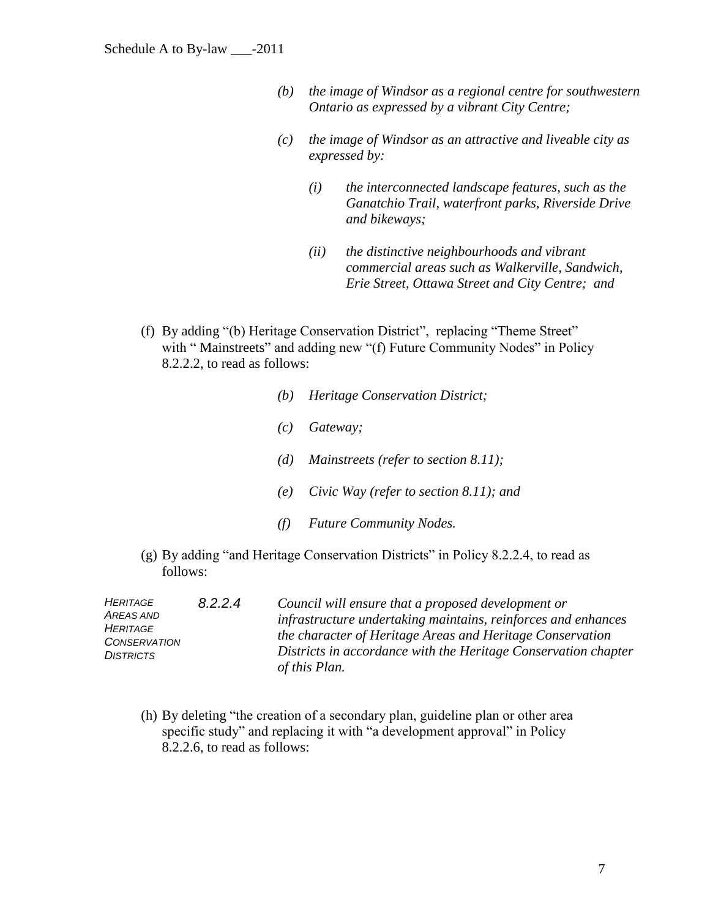*(b) the image of Windsor as a regional centre for southwestern Ontario as expressed by a vibrant City Centre;*

*(c) the image of Windsor as an attractive and liveable city as expressed by:*

*(i) the interconnected landscape features, such as the Ganatchio Trail, waterfront parks, Riverside Drive and bikeways;*

*(ii) the distinctive neighbourhoods and vibrant commercial areas such as Walkerville, Sandwich, Erie Street, Ottawa Street and City Centre; and*

(f) By adding "(b) Heritage Conservation District", replacing "Theme Street" with " Mainstreets" and adding new "(f) Future Community Nodes" in Policy 8.2.2.2, to read as follows:

*(b) Heritage Conservation District;*

*(c) Gateway;*

*(d) Mainstreets (refer to section 8.11);*

*(e) Civic Way (refer to section 8.11); and*

*(f) Future Community Nodes.*

(g) By adding "and Heritage Conservation Districts" in Policy 8.2.2.4, to read as follows:

*HERITAGE AREAS AND HERITAGE CONSERVATION DISTRICTS*

*8.2.2.4 Council will ensure that a proposed development or infrastructure undertaking maintains, reinforces and enhances the character of Heritage Areas and Heritage Conservation Districts in accordance with the Heritage Conservation chapter of this Plan.*

(h) By deleting "the creation of a secondary plan, guideline plan or other area specific study" and replacing it with "a development approval" in Policy 8.2.2.6, to read as follows: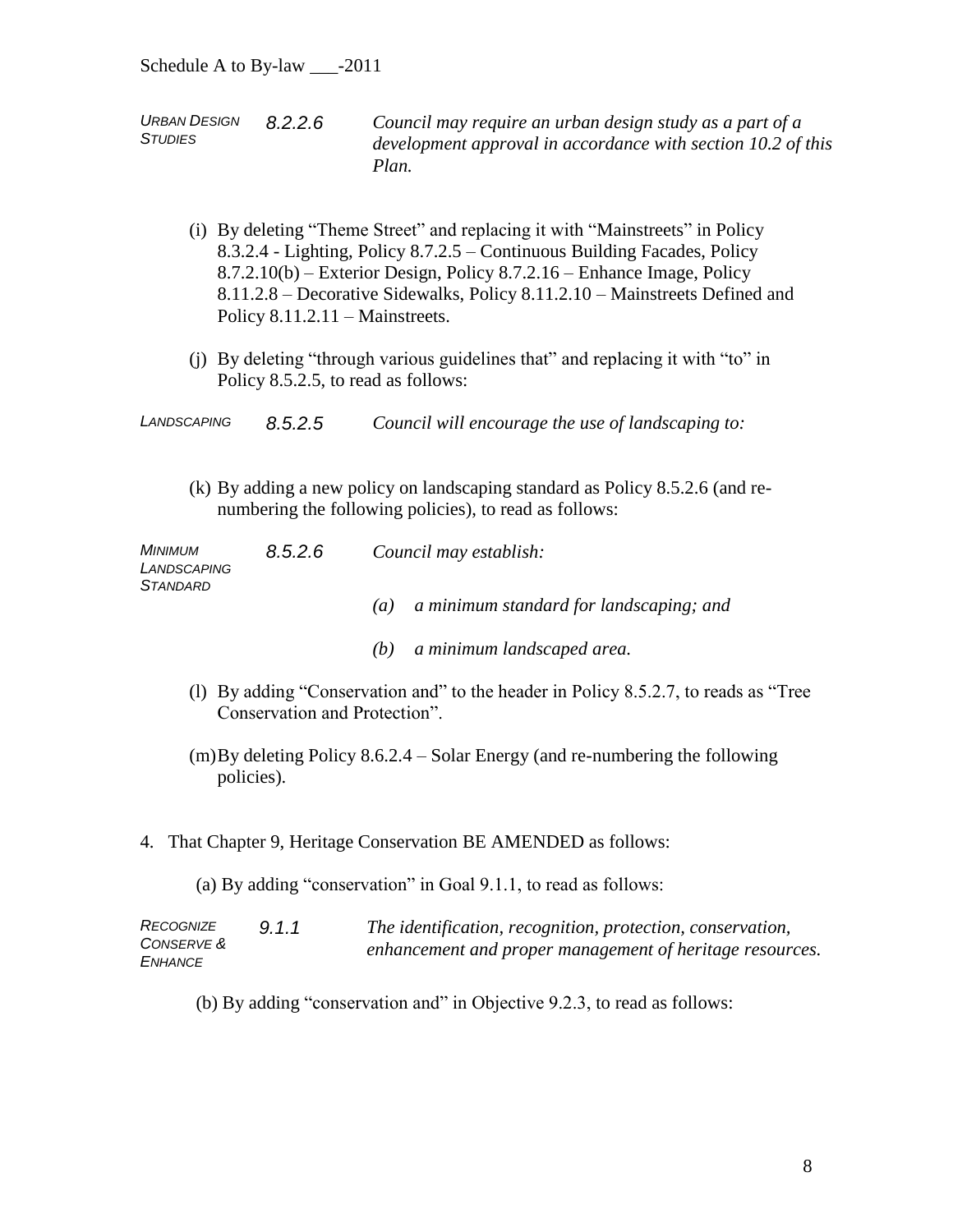*URBAN DESIGN STUDIES* 8.2.2.6 *Council may require an urban design study as a part of a development approval in accordance with section 10.2 of this Plan.*

(i) By deleting "Theme Street" and replacing it with "Mainstreets" in Policy 8.3.2.4 - Lighting, Policy 8.7.2.5 – Continuous Building Facades, Policy 8.7.2.10(b) – Exterior Design, Policy 8.7.2.16 – Enhance Image, Policy 8.11.2.8 – Decorative Sidewalks, Policy 8.11.2.10 – Mainstreets Defined and Policy 8.11.2.11 – Mainstreets.

(j) By deleting "through various guidelines that" and replacing it with "to" in Policy 8.5.2.5, to read as follows:

*LANDSCAPING* 8.5.2.5 *Council will encourage the use of landscaping to:*

(k) By adding a new policy on landscaping standard as Policy 8.5.2.6 (and re-numbering the following policies), to read as follows:

*MINIMUM LANDSCAPING STANDARD* 8.5.2.6 *Council may establish:*

*(a) a minimum standard for landscaping; and*

*(b) a minimum landscaped area.*

(l) By adding "Conservation and" to the header in Policy 8.5.2.7, to reads as "Tree Conservation and Protection".

(m) By deleting Policy 8.6.2.4 – Solar Energy (and re-numbering the following policies).

4. That Chapter 9, Heritage Conservation BE AMENDED as follows:

(a) By adding "conservation" in Goal 9.1.1, to read as follows:

*RECOGNIZE CONSERVE & ENHANCE* 9.1.1 *The identification, recognition, protection, conservation, enhancement and proper management of heritage resources.*

(b) By adding "conservation and" in Objective 9.2.3, to read as follows: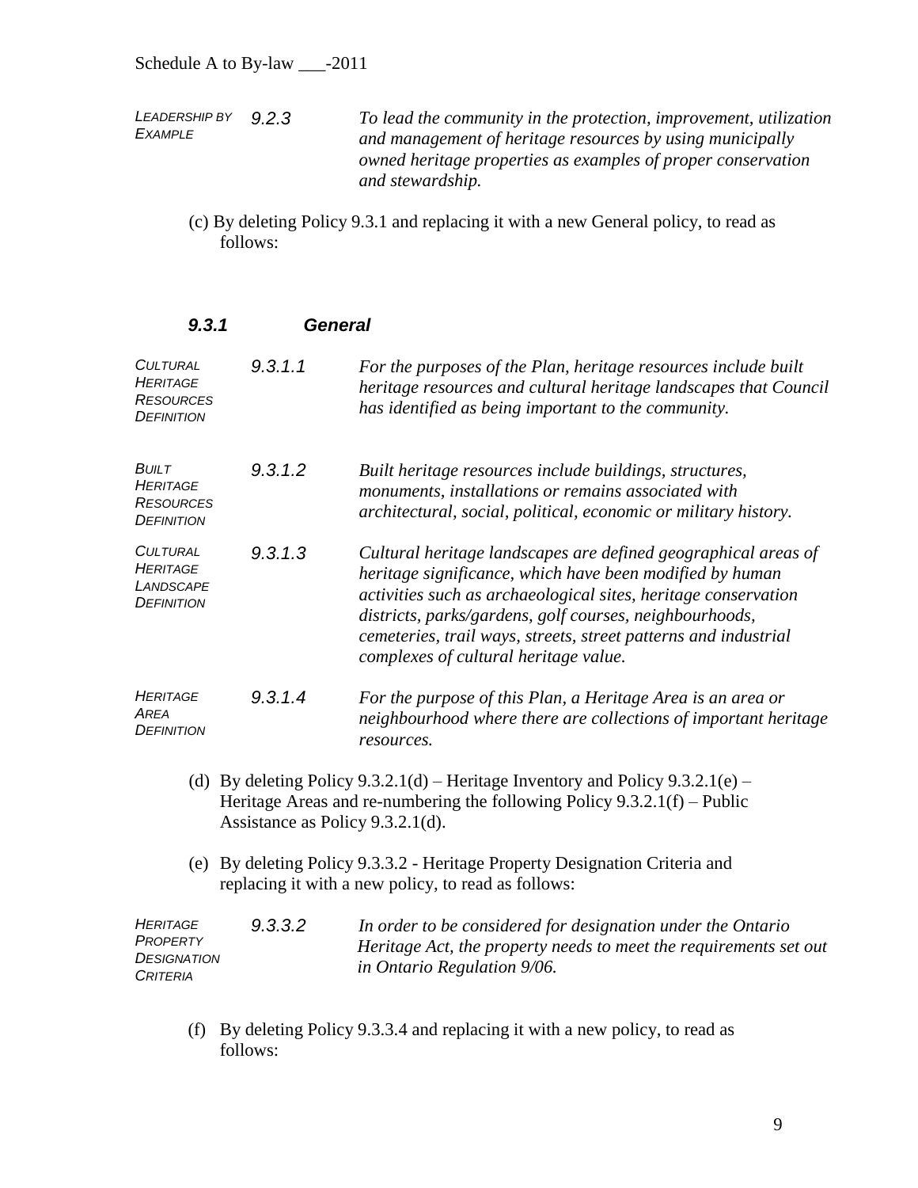| | | |
|---|---|---|
| *LEADERSHIP BY EXAMPLE* | *9.2.3* | *To lead the community in the protection, improvement, utilization and management of heritage resources by using municipally owned heritage properties as examples of proper conservation and stewardship.* |

(c) By deleting Policy 9.3.1 and replacing it with a new General policy, to read as follows:

### *9.3.1 General*

| | | |
|---|---|---|
| *CULTURAL HERITAGE RESOURCES DEFINITION* | *9.3.1.1* | *For the purposes of the Plan, heritage resources include built heritage resources and cultural heritage landscapes that Council has identified as being important to the community.* |
| *BUILT HERITAGE RESOURCES DEFINITION* | *9.3.1.2* | *Built heritage resources include buildings, structures, monuments, installations or remains associated with architectural, social, political, economic or military history.* |
| *CULTURAL HERITAGE LANDSCAPE DEFINITION* | *9.3.1.3* | *Cultural heritage landscapes are defined geographical areas of heritage significance, which have been modified by human activities such as archaeological sites, heritage conservation districts, parks/gardens, golf courses, neighbourhoods, cemeteries, trail ways, streets, street patterns and industrial complexes of cultural heritage value.* |
| *HERITAGE AREA DEFINITION* | *9.3.1.4* | *For the purpose of this Plan, a Heritage Area is an area or neighbourhood where there are collections of important heritage resources.* |

(d) By deleting Policy 9.3.2.1(d) – Heritage Inventory and Policy 9.3.2.1(e) – Heritage Areas and re-numbering the following Policy 9.3.2.1(f) – Public Assistance as Policy 9.3.2.1(d).

(e) By deleting Policy 9.3.3.2 - Heritage Property Designation Criteria and replacing it with a new policy, to read as follows:

| | | |
|---|---|---|
| *HERITAGE PROPERTY DESIGNATION CRITERIA* | *9.3.3.2* | *In order to be considered for designation under the Ontario Heritage Act, the property needs to meet the requirements set out in Ontario Regulation 9/06.* |

(f) By deleting Policy 9.3.3.4 and replacing it with a new policy, to read as follows: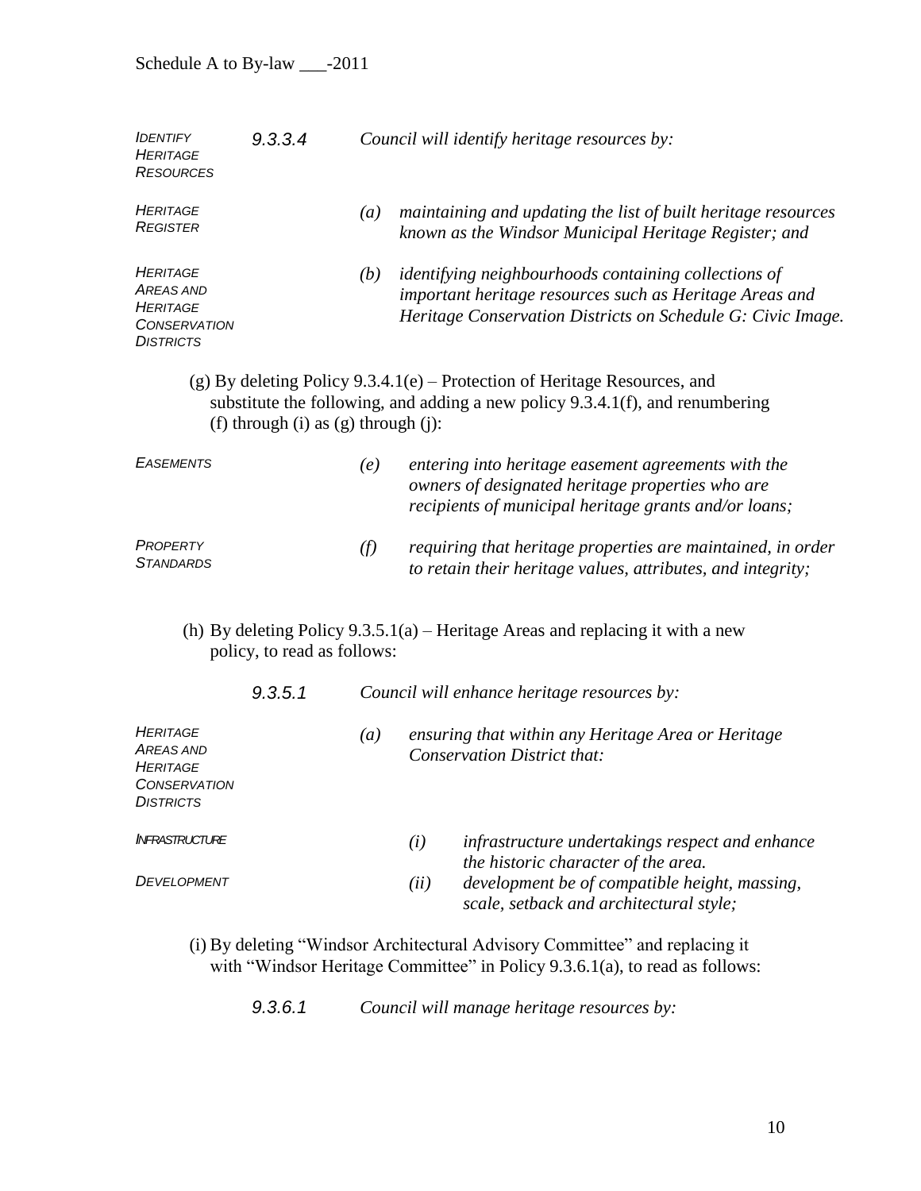Schedule A to By-law ___-2011

*IDENTIFY HERITAGE RESOURCES* — *9.3.3.4* *Council will identify heritage resources by:*

*HERITAGE REGISTER* — *(a) maintaining and updating the list of built heritage resources known as the Windsor Municipal Heritage Register; and*

*HERITAGE AREAS AND HERITAGE CONSERVATION DISTRICTS* — *(b) identifying neighbourhoods containing collections of important heritage resources such as Heritage Areas and Heritage Conservation Districts on Schedule G: Civic Image.*

(g) By deleting Policy 9.3.4.1(e) – Protection of Heritage Resources, and substitute the following, and adding a new policy 9.3.4.1(f), and renumbering (f) through (i) as (g) through (j):

*EASEMENTS* — *(e) entering into heritage easement agreements with the owners of designated heritage properties who are recipients of municipal heritage grants and/or loans;*

*PROPERTY STANDARDS* — *(f) requiring that heritage properties are maintained, in order to retain their heritage values, attributes, and integrity;*

(h) By deleting Policy 9.3.5.1(a) – Heritage Areas and replacing it with a new policy, to read as follows:

*9.3.5.1* *Council will enhance heritage resources by:*

*HERITAGE AREAS AND HERITAGE CONSERVATION DISTRICTS* — *(a) ensuring that within any Heritage Area or Heritage Conservation District that:*

*INFRASTRUCTURE* — *(i) infrastructure undertakings respect and enhance the historic character of the area.*

*DEVELOPMENT* — *(ii) development be of compatible height, massing, scale, setback and architectural style;*

(i) By deleting "Windsor Architectural Advisory Committee" and replacing it with "Windsor Heritage Committee" in Policy 9.3.6.1(a), to read as follows:

*9.3.6.1* *Council will manage heritage resources by:*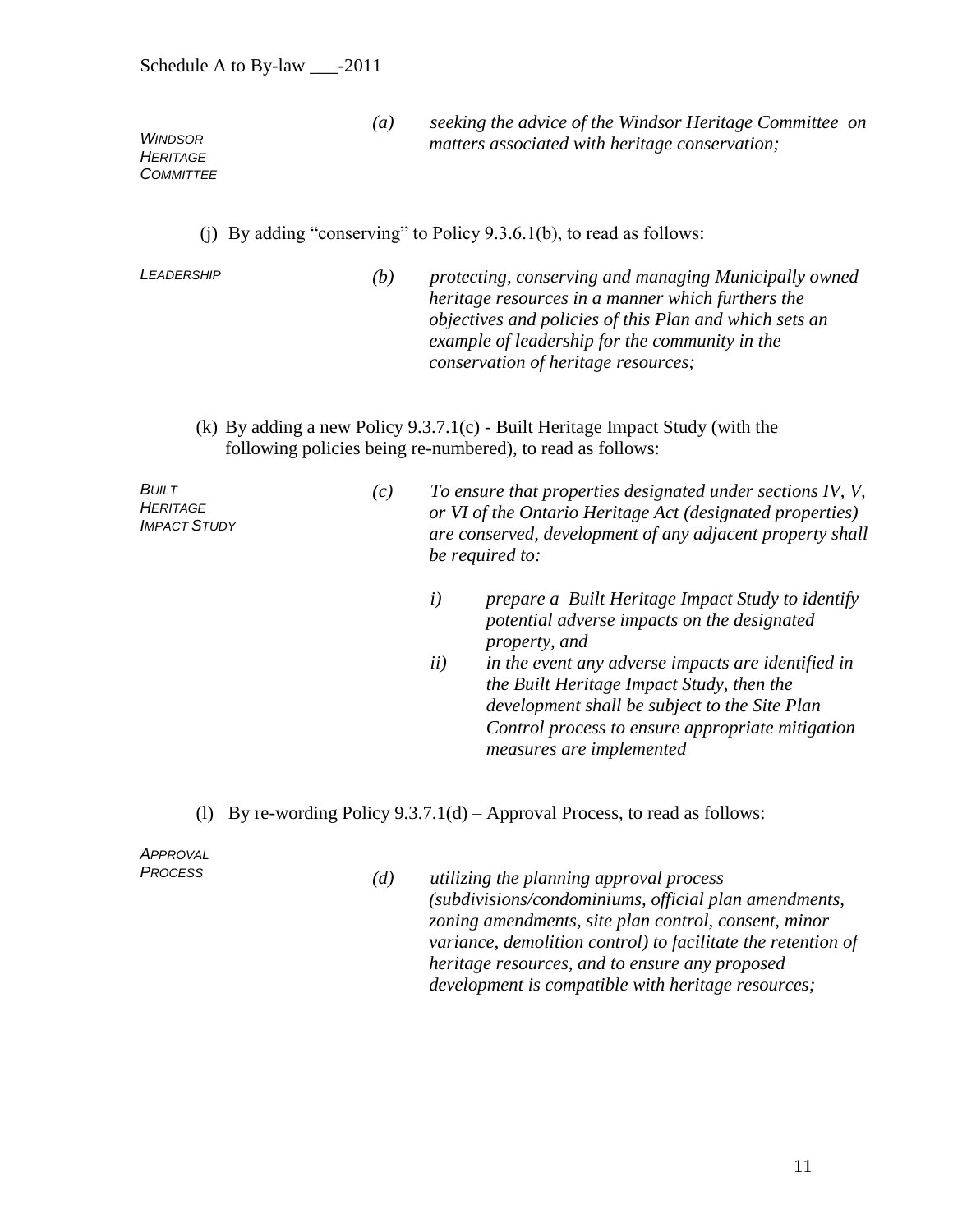*WINDSOR HERITAGE COMMITTEE*

*(a) seeking the advice of the Windsor Heritage Committee on matters associated with heritage conservation;*

(j) By adding "conserving" to Policy 9.3.6.1(b), to read as follows:

*LEADERSHIP*

*(b) protecting, conserving and managing Municipally owned heritage resources in a manner which furthers the objectives and policies of this Plan and which sets an example of leadership for the community in the conservation of heritage resources;*

(k) By adding a new Policy 9.3.7.1(c) - Built Heritage Impact Study (with the following policies being re-numbered), to read as follows:

*BUILT HERITAGE IMPACT STUDY*

*(c) To ensure that properties designated under sections IV, V, or VI of the Ontario Heritage Act (designated properties) are conserved, development of any adjacent property shall be required to:*

*i) prepare a Built Heritage Impact Study to identify potential adverse impacts on the designated property, and*

*ii) in the event any adverse impacts are identified in the Built Heritage Impact Study, then the development shall be subject to the Site Plan Control process to ensure appropriate mitigation measures are implemented*

(l) By re-wording Policy 9.3.7.1(d) – Approval Process, to read as follows:

*APPROVAL PROCESS*

*(d) utilizing the planning approval process (subdivisions/condominiums, official plan amendments, zoning amendments, site plan control, consent, minor variance, demolition control) to facilitate the retention of heritage resources, and to ensure any proposed development is compatible with heritage resources;*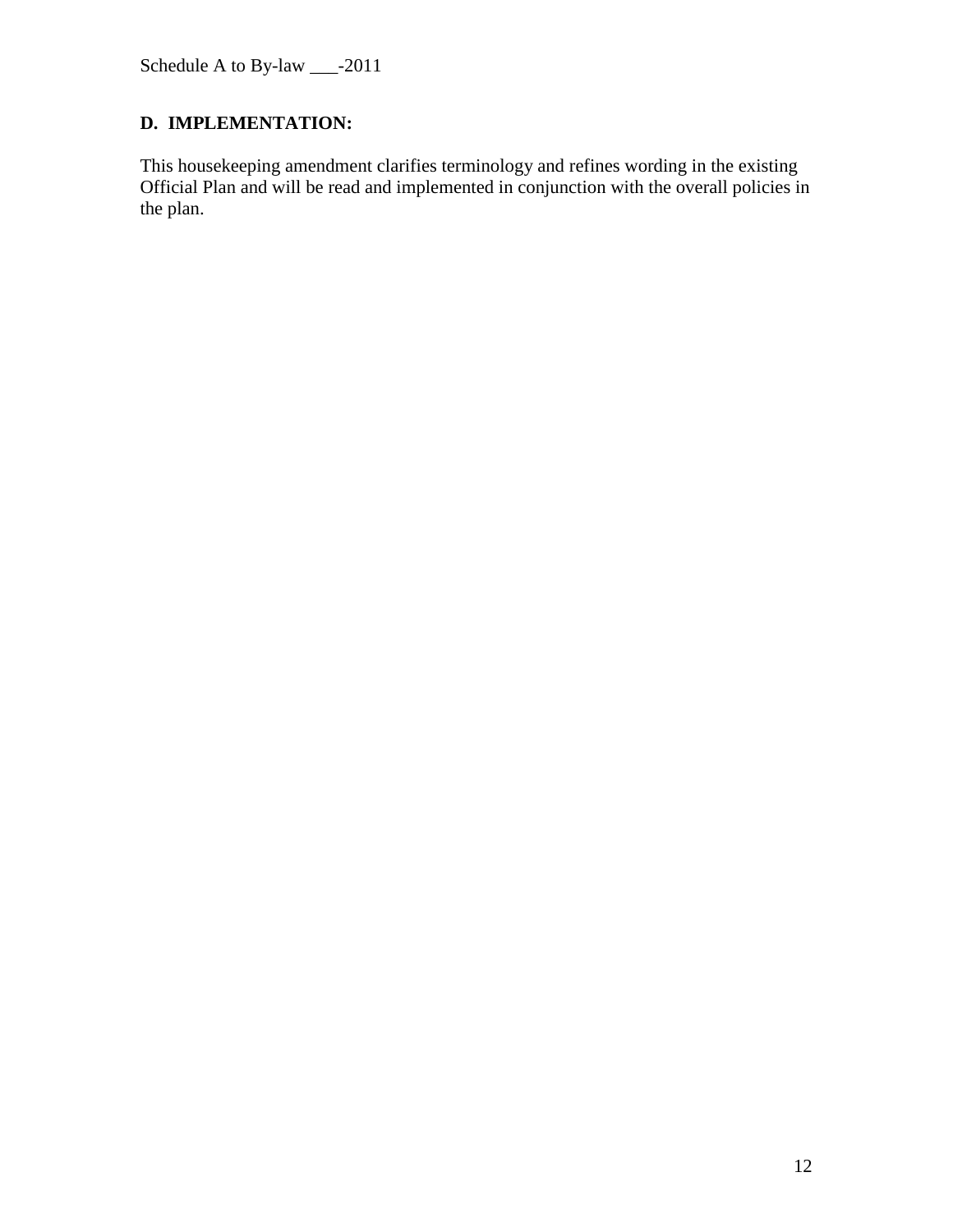## D. IMPLEMENTATION:

This housekeeping amendment clarifies terminology and refines wording in the existing Official Plan and will be read and implemented in conjunction with the overall policies in the plan.